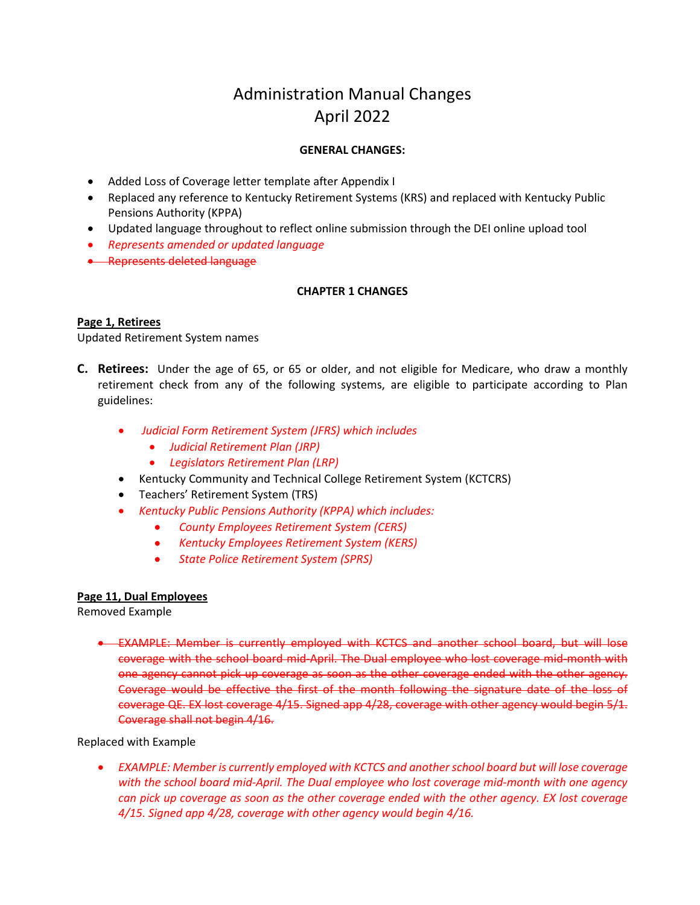# Administration Manual Changes
# April 2022

**GENERAL CHANGES:**

- Added Loss of Coverage letter template after Appendix I
- Replaced any reference to Kentucky Retirement Systems (KRS) and replaced with Kentucky Public Pensions Authority (KPPA)
- Updated language throughout to reflect online submission through the DEI online upload tool
- *Represents amended or updated language*
- ~~Represents deleted language~~

**CHAPTER 1 CHANGES**

**Page 1, Retirees**

Updated Retirement System names

**C. Retirees:** Under the age of 65, or 65 or older, and not eligible for Medicare, who draw a monthly retirement check from any of the following systems, are eligible to participate according to Plan guidelines:

- *Judicial Form Retirement System (JFRS) which includes*
  - *Judicial Retirement Plan (JRP)*
  - *Legislators Retirement Plan (LRP)*
- Kentucky Community and Technical College Retirement System (KCTCRS)
- Teachers' Retirement System (TRS)
- *Kentucky Public Pensions Authority (KPPA) which includes:*
  - *County Employees Retirement System (CERS)*
  - *Kentucky Employees Retirement System (KERS)*
  - *State Police Retirement System (SPRS)*

**Page 11, Dual Employees**

Removed Example

- ~~EXAMPLE: Member is currently employed with KCTCS and another school board, but will lose coverage with the school board mid-April. The Dual employee who lost coverage mid-month with one agency cannot pick up coverage as soon as the other coverage ended with the other agency. Coverage would be effective the first of the month following the signature date of the loss of coverage QE. EX lost coverage 4/15. Signed app 4/28, coverage with other agency would begin 5/1. Coverage shall not begin 4/16.~~

Replaced with Example

- *EXAMPLE: Member is currently employed with KCTCS and another school board but will lose coverage with the school board mid-April. The Dual employee who lost coverage mid-month with one agency can pick up coverage as soon as the other coverage ended with the other agency. EX lost coverage 4/15. Signed app 4/28, coverage with other agency would begin 4/16.*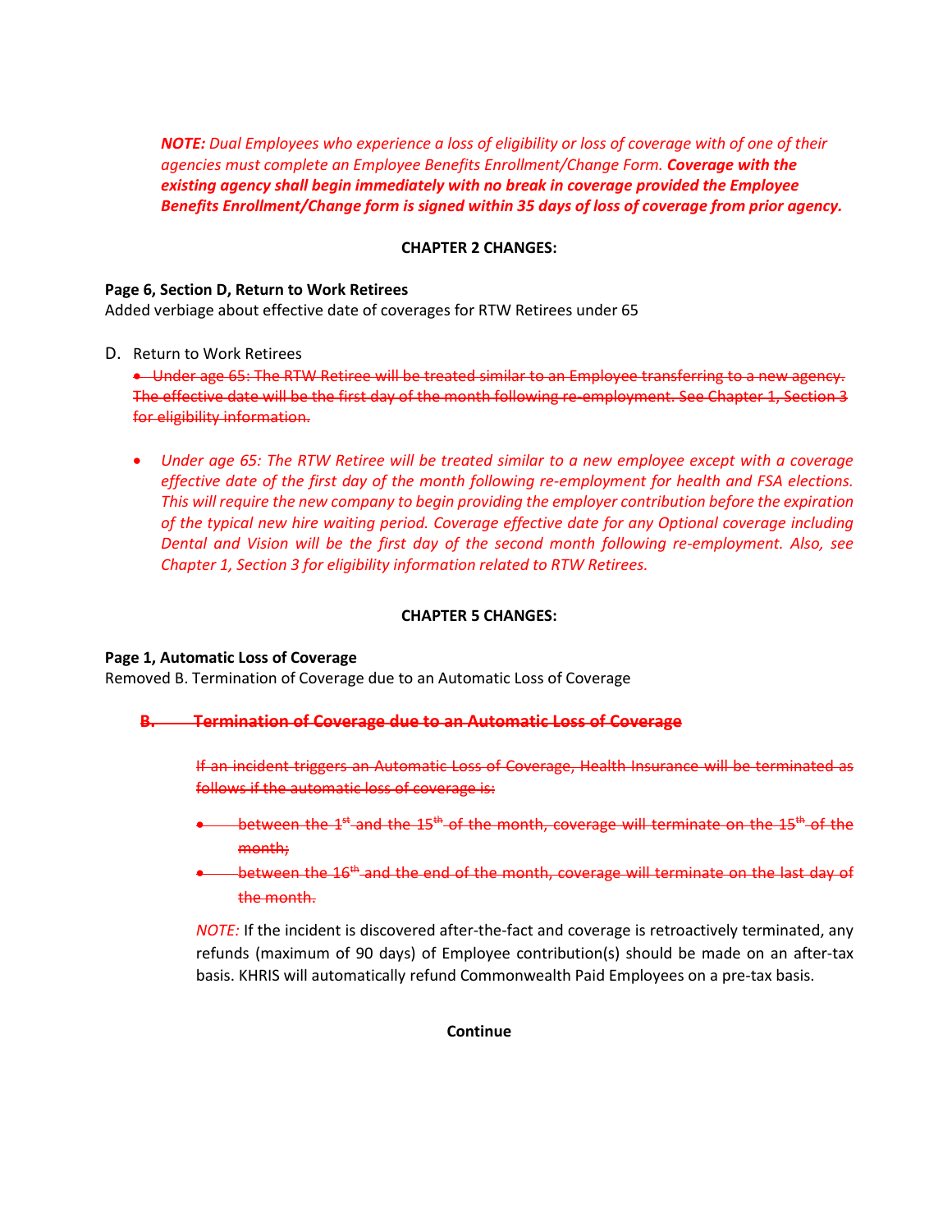*NOTE: Dual Employees who experience a loss of eligibility or loss of coverage with of one of their agencies must complete an Employee Benefits Enrollment/Change Form.* ***Coverage with the existing agency shall begin immediately with no break in coverage provided the Employee Benefits Enrollment/Change form is signed within 35 days of loss of coverage from prior agency.***

**CHAPTER 2 CHANGES:**

**Page 6, Section D, Return to Work Retirees**
Added verbiage about effective date of coverages for RTW Retirees under 65

D. Return to Work Retirees

~~• Under age 65: The RTW Retiree will be treated similar to an Employee transferring to a new agency. The effective date will be the first day of the month following re-employment. See Chapter 1, Section 3 for eligibility information.~~

- *Under age 65: The RTW Retiree will be treated similar to a new employee except with a coverage effective date of the first day of the month following re-employment for health and FSA elections. This will require the new company to begin providing the employer contribution before the expiration of the typical new hire waiting period. Coverage effective date for any Optional coverage including Dental and Vision will be the first day of the second month following re-employment. Also, see Chapter 1, Section 3 for eligibility information related to RTW Retirees.*

**CHAPTER 5 CHANGES:**

**Page 1, Automatic Loss of Coverage**
Removed B. Termination of Coverage due to an Automatic Loss of Coverage

~~**B. Termination of Coverage due to an Automatic Loss of Coverage**~~

~~If an incident triggers an Automatic Loss of Coverage, Health Insurance will be terminated as follows if the automatic loss of coverage is:~~

- ~~between the 1st and the 15th of the month, coverage will terminate on the 15th of the month;~~
- ~~between the 16th and the end of the month, coverage will terminate on the last day of the month.~~

*NOTE:* If the incident is discovered after-the-fact and coverage is retroactively terminated, any refunds (maximum of 90 days) of Employee contribution(s) should be made on an after-tax basis. KHRIS will automatically refund Commonwealth Paid Employees on a pre-tax basis.

**Continue**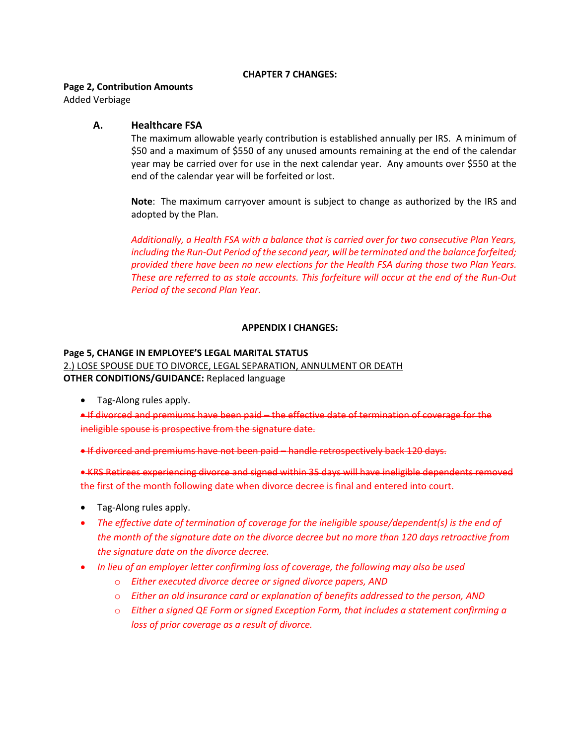**CHAPTER 7 CHANGES:**

**Page 2, Contribution Amounts**
Added Verbiage

### A. Healthcare FSA

The maximum allowable yearly contribution is established annually per IRS. A minimum of $50 and a maximum of $550 of any unused amounts remaining at the end of the calendar year may be carried over for use in the next calendar year. Any amounts over $550 at the end of the calendar year will be forfeited or lost.

**Note**: The maximum carryover amount is subject to change as authorized by the IRS and adopted by the Plan.

*Additionally, a Health FSA with a balance that is carried over for two consecutive Plan Years, including the Run-Out Period of the second year, will be terminated and the balance forfeited; provided there have been no new elections for the Health FSA during those two Plan Years. These are referred to as stale accounts. This forfeiture will occur at the end of the Run-Out Period of the second Plan Year.*

**APPENDIX I CHANGES:**

**Page 5, CHANGE IN EMPLOYEE'S LEGAL MARITAL STATUS**
2.) LOSE SPOUSE DUE TO DIVORCE, LEGAL SEPARATION, ANNULMENT OR DEATH
**OTHER CONDITIONS/GUIDANCE:** Replaced language

- Tag-Along rules apply.

~~• If divorced and premiums have been paid – the effective date of termination of coverage for the ineligible spouse is prospective from the signature date.~~

~~• If divorced and premiums have not been paid – handle retrospectively back 120 days.~~

~~• KRS Retirees experiencing divorce and signed within 35 days will have ineligible dependents removed the first of the month following date when divorce decree is final and entered into court.~~

- Tag-Along rules apply.
- *The effective date of termination of coverage for the ineligible spouse/dependent(s) is the end of the month of the signature date on the divorce decree but no more than 120 days retroactive from the signature date on the divorce decree.*
- *In lieu of an employer letter confirming loss of coverage, the following may also be used*
  - *Either executed divorce decree or signed divorce papers, AND*
  - *Either an old insurance card or explanation of benefits addressed to the person, AND*
  - *Either a signed QE Form or signed Exception Form, that includes a statement confirming a loss of prior coverage as a result of divorce.*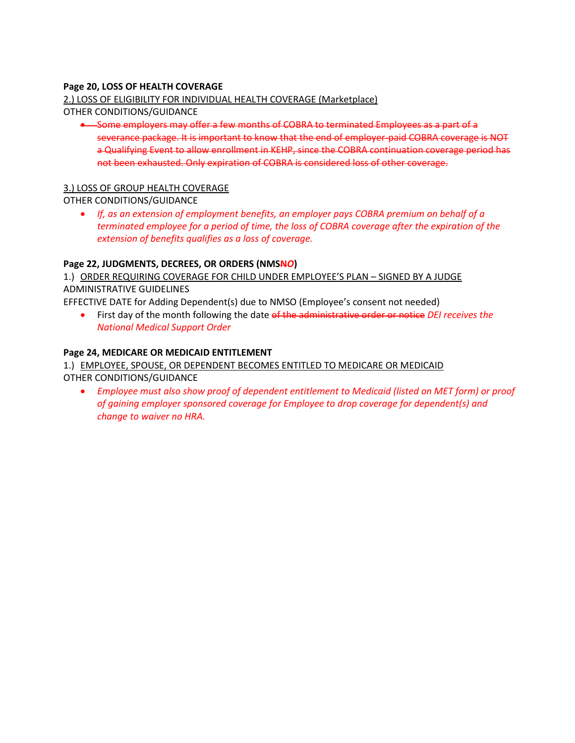**Page 20, LOSS OF HEALTH COVERAGE**

2.) LOSS OF ELIGIBILITY FOR INDIVIDUAL HEALTH COVERAGE (Marketplace)

OTHER CONDITIONS/GUIDANCE

- ~~Some employers may offer a few months of COBRA to terminated Employees as a part of a severance package. It is important to know that the end of employer-paid COBRA coverage is NOT a Qualifying Event to allow enrollment in KEHP, since the COBRA continuation coverage period has not been exhausted. Only expiration of COBRA is considered loss of other coverage.~~

3.) LOSS OF GROUP HEALTH COVERAGE

OTHER CONDITIONS/GUIDANCE

- *If, as an extension of employment benefits, an employer pays COBRA premium on behalf of a terminated employee for a period of time, the loss of COBRA coverage after the expiration of the extension of benefits qualifies as a loss of coverage.*

**Page 22, JUDGMENTS, DECREES, OR ORDERS (NMS~~N~~*O*)**

1.) ORDER REQUIRING COVERAGE FOR CHILD UNDER EMPLOYEE'S PLAN – SIGNED BY A JUDGE

ADMINISTRATIVE GUIDELINES

EFFECTIVE DATE for Adding Dependent(s) due to NMSO (Employee's consent not needed)

- First day of the month following the date ~~of the administrative order or notice~~ *DEI receives the National Medical Support Order*

**Page 24, MEDICARE OR MEDICAID ENTITLEMENT**

1.) EMPLOYEE, SPOUSE, OR DEPENDENT BECOMES ENTITLED TO MEDICARE OR MEDICAID

OTHER CONDITIONS/GUIDANCE

- *Employee must also show proof of dependent entitlement to Medicaid (listed on MET form) or proof of gaining employer sponsored coverage for Employee to drop coverage for dependent(s) and change to waiver no HRA.*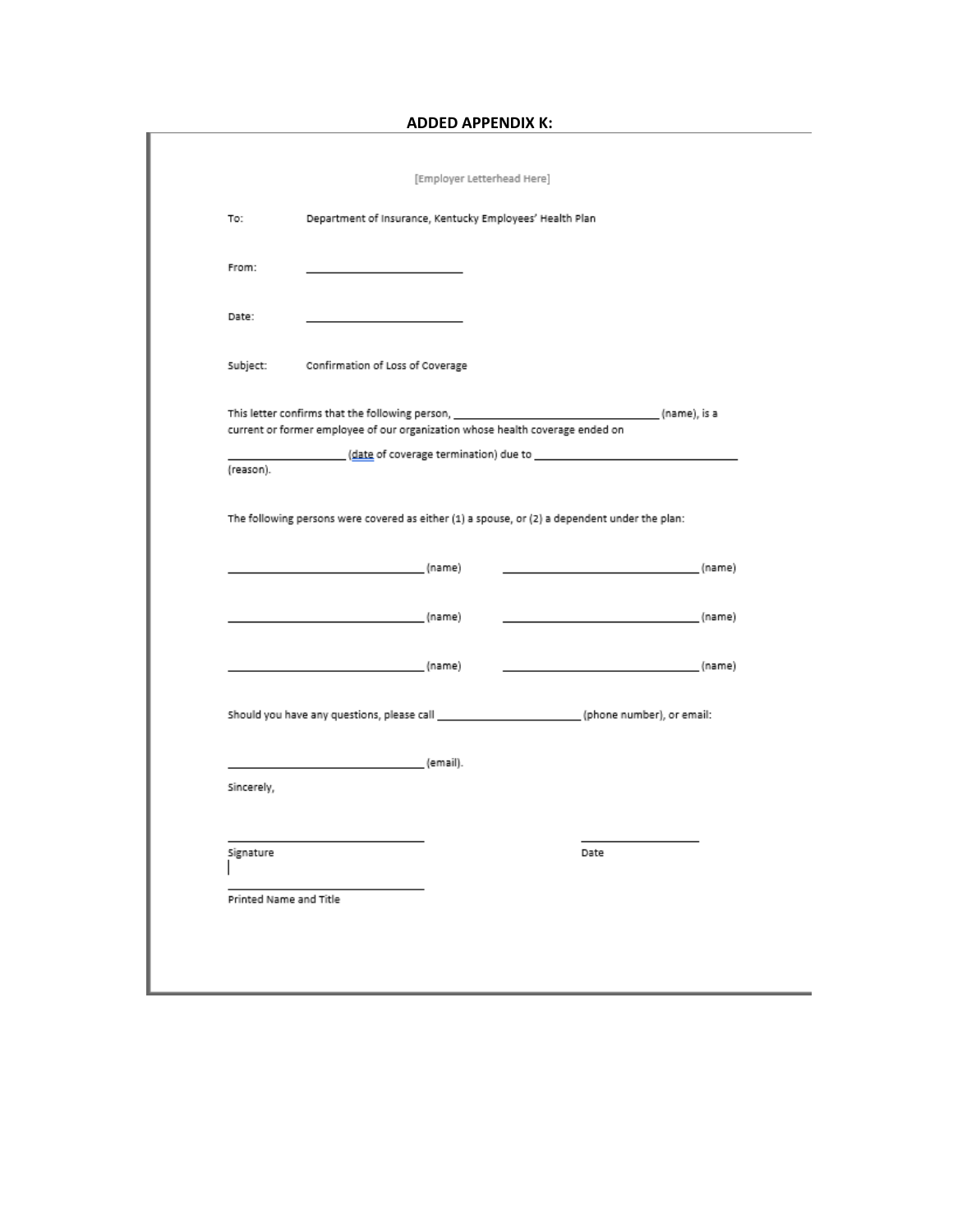**ADDED APPENDIX K:**

[Employer Letterhead Here]

To: Department of Insurance, Kentucky Employees' Health Plan

From: ________________________

Date: ________________________

Subject: Confirmation of Loss of Coverage

This letter confirms that the following person, ________________________________ (name), is a current or former employee of our organization whose health coverage ended on ________________ (date of coverage termination) due to ________________________________ (reason).

The following persons were covered as either (1) a spouse, or (2) a dependent under the plan:

______________________________ (name) ______________________________ (name)

______________________________ (name) ______________________________ (name)

______________________________ (name) ______________________________ (name)

Should you have any questions, please call ______________________ (phone number), or email:

______________________________ (email).

Sincerely,

______________________________ ________________

Signature Date

______________________________

Printed Name and Title